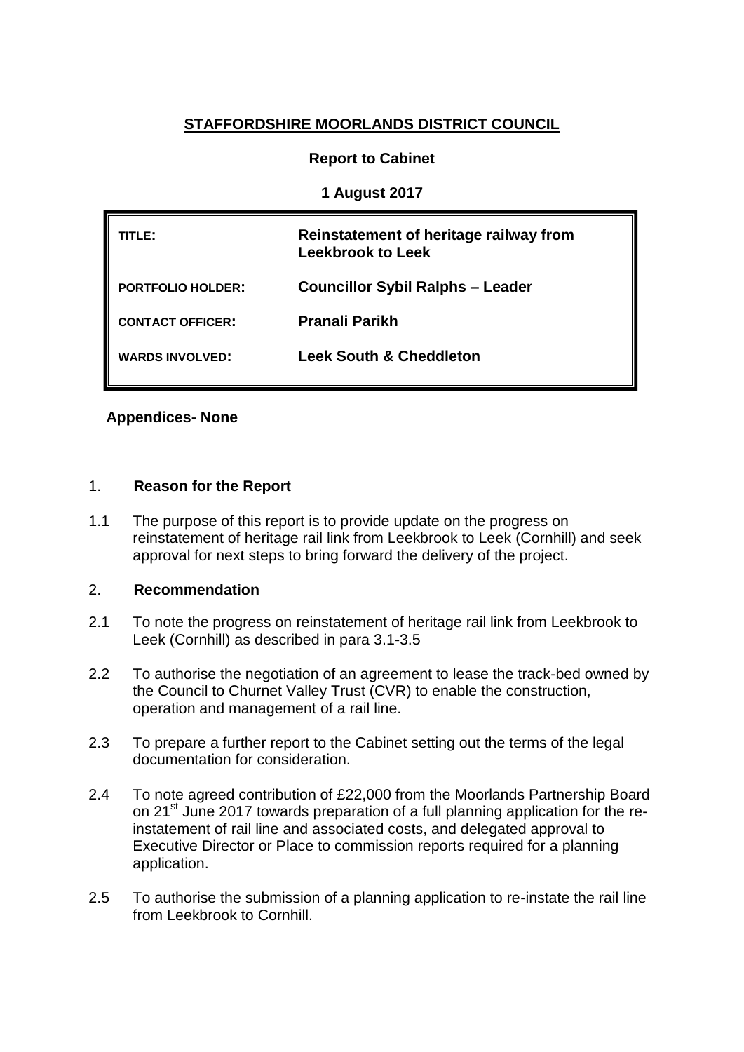# STAFFORDSHIRE MOORLANDS DISTRICT COUNCIL

**Report to Cabinet**

**1 August 2017**

| | |
|---|---|
| **TITLE:** | **Reinstatement of heritage railway from Leekbrook to Leek** |
| **PORTFOLIO HOLDER:** | **Councillor Sybil Ralphs – Leader** |
| **CONTACT OFFICER:** | **Pranali Parikh** |
| **WARDS INVOLVED:** | **Leek South & Cheddleton** |

**Appendices- None**

## 1. Reason for the Report

1.1 The purpose of this report is to provide update on the progress on reinstatement of heritage rail link from Leekbrook to Leek (Cornhill) and seek approval for next steps to bring forward the delivery of the project.

## 2. Recommendation

2.1 To note the progress on reinstatement of heritage rail link from Leekbrook to Leek (Cornhill) as described in para 3.1-3.5

2.2 To authorise the negotiation of an agreement to lease the track-bed owned by the Council to Churnet Valley Trust (CVR) to enable the construction, operation and management of a rail line.

2.3 To prepare a further report to the Cabinet setting out the terms of the legal documentation for consideration.

2.4 To note agreed contribution of £22,000 from the Moorlands Partnership Board on 21st June 2017 towards preparation of a full planning application for the re-instatement of rail line and associated costs, and delegated approval to Executive Director or Place to commission reports required for a planning application.

2.5 To authorise the submission of a planning application to re-instate the rail line from Leekbrook to Cornhill.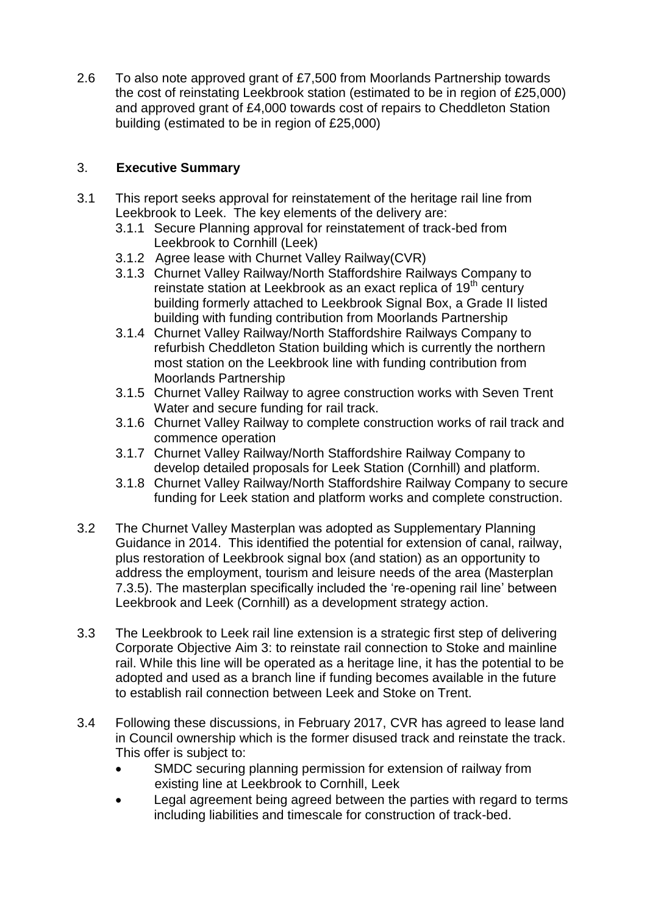2.6 To also note approved grant of £7,500 from Moorlands Partnership towards the cost of reinstating Leekbrook station (estimated to be in region of £25,000) and approved grant of £4,000 towards cost of repairs to Cheddleton Station building (estimated to be in region of £25,000)

## 3. Executive Summary

3.1 This report seeks approval for reinstatement of the heritage rail line from Leekbrook to Leek. The key elements of the delivery are:

- 3.1.1 Secure Planning approval for reinstatement of track-bed from Leekbrook to Cornhill (Leek)
- 3.1.2 Agree lease with Churnet Valley Railway(CVR)
- 3.1.3 Churnet Valley Railway/North Staffordshire Railways Company to reinstate station at Leekbrook as an exact replica of 19th century building formerly attached to Leekbrook Signal Box, a Grade II listed building with funding contribution from Moorlands Partnership
- 3.1.4 Churnet Valley Railway/North Staffordshire Railways Company to refurbish Cheddleton Station building which is currently the northern most station on the Leekbrook line with funding contribution from Moorlands Partnership
- 3.1.5 Churnet Valley Railway to agree construction works with Seven Trent Water and secure funding for rail track.
- 3.1.6 Churnet Valley Railway to complete construction works of rail track and commence operation
- 3.1.7 Churnet Valley Railway/North Staffordshire Railway Company to develop detailed proposals for Leek Station (Cornhill) and platform.
- 3.1.8 Churnet Valley Railway/North Staffordshire Railway Company to secure funding for Leek station and platform works and complete construction.

3.2 The Churnet Valley Masterplan was adopted as Supplementary Planning Guidance in 2014. This identified the potential for extension of canal, railway, plus restoration of Leekbrook signal box (and station) as an opportunity to address the employment, tourism and leisure needs of the area (Masterplan 7.3.5). The masterplan specifically included the 're-opening rail line' between Leekbrook and Leek (Cornhill) as a development strategy action.

3.3 The Leekbrook to Leek rail line extension is a strategic first step of delivering Corporate Objective Aim 3: to reinstate rail connection to Stoke and mainline rail. While this line will be operated as a heritage line, it has the potential to be adopted and used as a branch line if funding becomes available in the future to establish rail connection between Leek and Stoke on Trent.

3.4 Following these discussions, in February 2017, CVR has agreed to lease land in Council ownership which is the former disused track and reinstate the track. This offer is subject to:

- SMDC securing planning permission for extension of railway from existing line at Leekbrook to Cornhill, Leek
- Legal agreement being agreed between the parties with regard to terms including liabilities and timescale for construction of track-bed.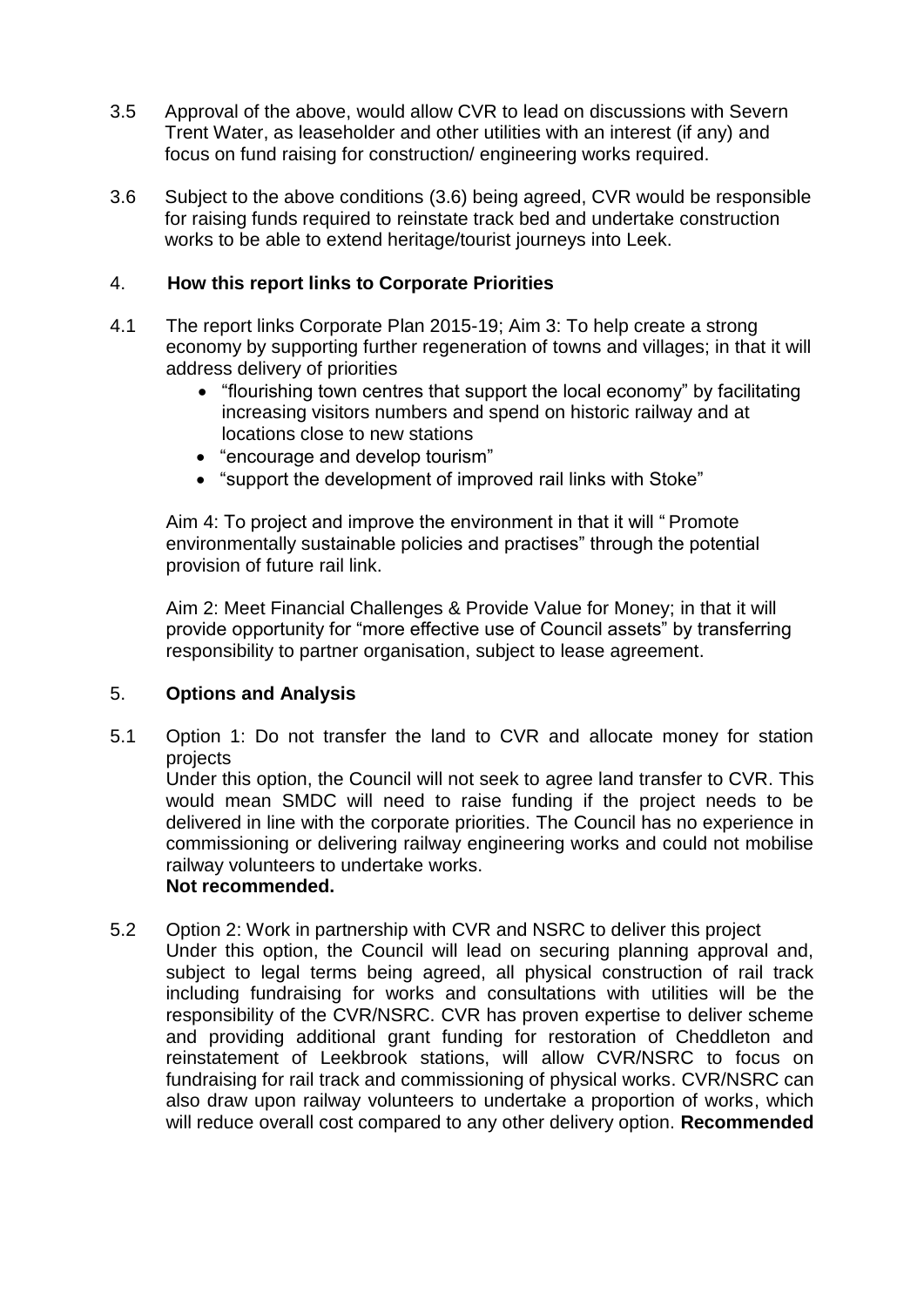3.5 Approval of the above, would allow CVR to lead on discussions with Severn Trent Water, as leaseholder and other utilities with an interest (if any) and focus on fund raising for construction/ engineering works required.

3.6 Subject to the above conditions (3.6) being agreed, CVR would be responsible for raising funds required to reinstate track bed and undertake construction works to be able to extend heritage/tourist journeys into Leek.

## 4. How this report links to Corporate Priorities

4.1 The report links Corporate Plan 2015-19; Aim 3: To help create a strong economy by supporting further regeneration of towns and villages; in that it will address delivery of priorities

- "flourishing town centres that support the local economy" by facilitating increasing visitors numbers and spend on historic railway and at locations close to new stations
- "encourage and develop tourism"
- "support the development of improved rail links with Stoke"

Aim 4: To project and improve the environment in that it will " Promote environmentally sustainable policies and practises" through the potential provision of future rail link.

Aim 2: Meet Financial Challenges & Provide Value for Money; in that it will provide opportunity for "more effective use of Council assets" by transferring responsibility to partner organisation, subject to lease agreement.

## 5. Options and Analysis

5.1 Option 1: Do not transfer the land to CVR and allocate money for station projects
Under this option, the Council will not seek to agree land transfer to CVR. This would mean SMDC will need to raise funding if the project needs to be delivered in line with the corporate priorities. The Council has no experience in commissioning or delivering railway engineering works and could not mobilise railway volunteers to undertake works.
**Not recommended.**

5.2 Option 2: Work in partnership with CVR and NSRC to deliver this project
Under this option, the Council will lead on securing planning approval and, subject to legal terms being agreed, all physical construction of rail track including fundraising for works and consultations with utilities will be the responsibility of the CVR/NSRC. CVR has proven expertise to deliver scheme and providing additional grant funding for restoration of Cheddleton and reinstatement of Leekbrook stations, will allow CVR/NSRC to focus on fundraising for rail track and commissioning of physical works. CVR/NSRC can also draw upon railway volunteers to undertake a proportion of works, which will reduce overall cost compared to any other delivery option. **Recommended**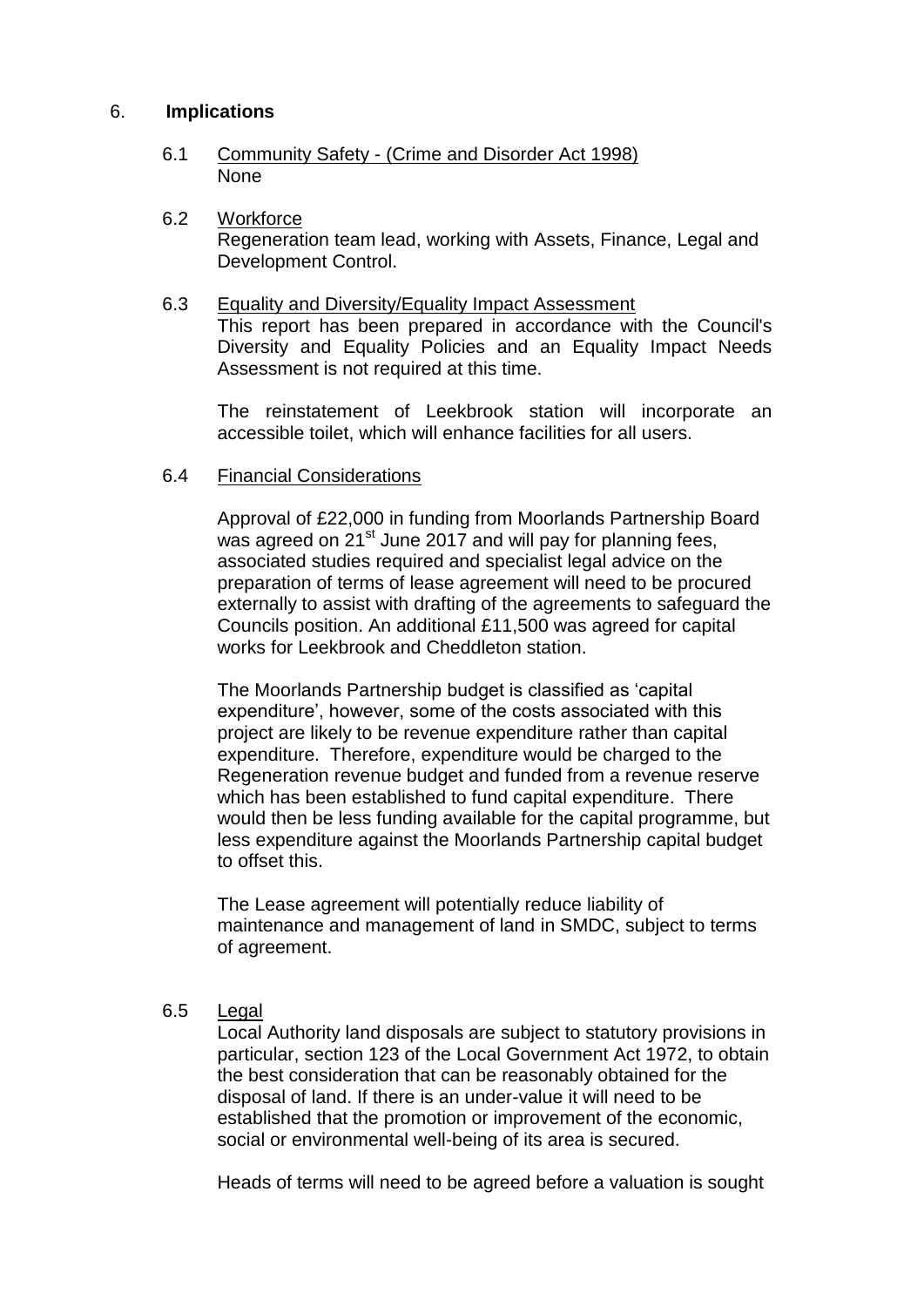## 6. **Implications**

6.1 Community Safety - (Crime and Disorder Act 1998)
None

6.2 Workforce
Regeneration team lead, working with Assets, Finance, Legal and Development Control.

6.3 Equality and Diversity/Equality Impact Assessment
This report has been prepared in accordance with the Council's Diversity and Equality Policies and an Equality Impact Needs Assessment is not required at this time.

The reinstatement of Leekbrook station will incorporate an accessible toilet, which will enhance facilities for all users.

6.4 Financial Considerations

Approval of £22,000 in funding from Moorlands Partnership Board was agreed on 21st June 2017 and will pay for planning fees, associated studies required and specialist legal advice on the preparation of terms of lease agreement will need to be procured externally to assist with drafting of the agreements to safeguard the Councils position. An additional £11,500 was agreed for capital works for Leekbrook and Cheddleton station.

The Moorlands Partnership budget is classified as 'capital expenditure', however, some of the costs associated with this project are likely to be revenue expenditure rather than capital expenditure. Therefore, expenditure would be charged to the Regeneration revenue budget and funded from a revenue reserve which has been established to fund capital expenditure. There would then be less funding available for the capital programme, but less expenditure against the Moorlands Partnership capital budget to offset this.

The Lease agreement will potentially reduce liability of maintenance and management of land in SMDC, subject to terms of agreement.

6.5 Legal
Local Authority land disposals are subject to statutory provisions in particular, section 123 of the Local Government Act 1972, to obtain the best consideration that can be reasonably obtained for the disposal of land. If there is an under-value it will need to be established that the promotion or improvement of the economic, social or environmental well-being of its area is secured.

Heads of terms will need to be agreed before a valuation is sought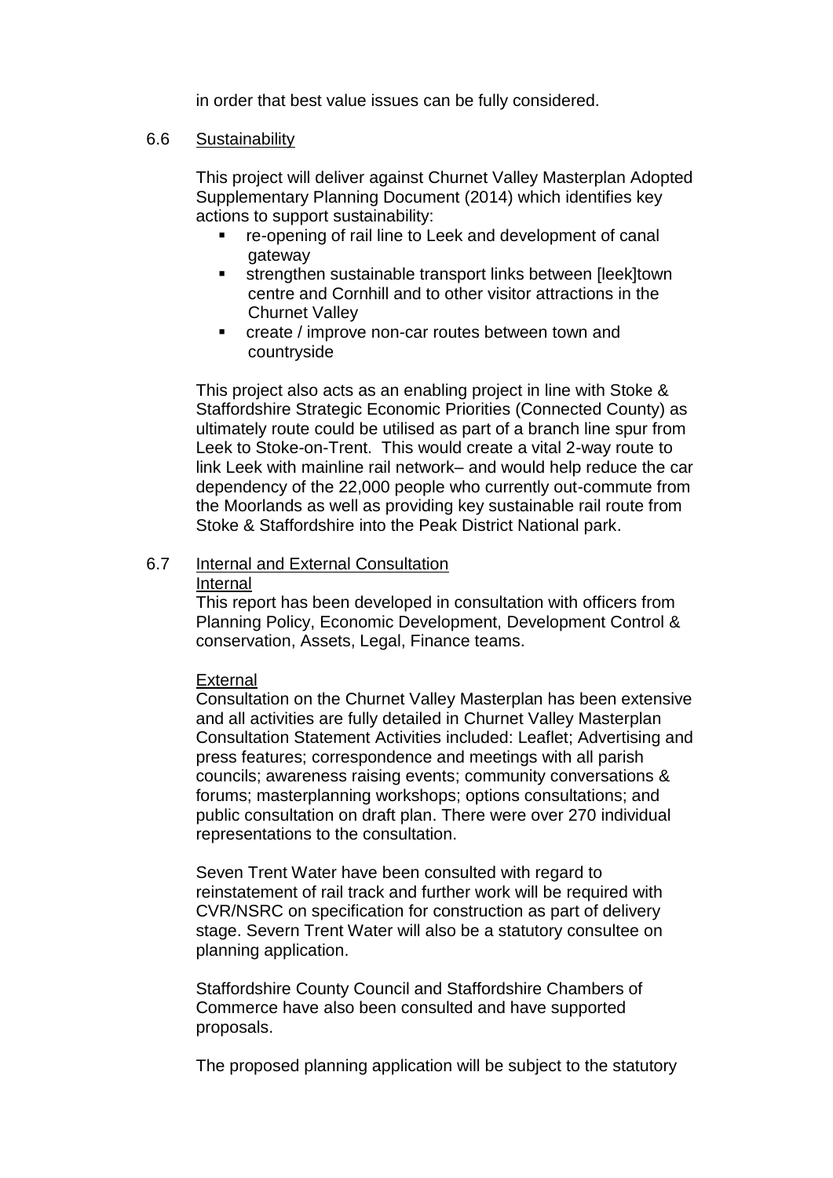in order that best value issues can be fully considered.

6.6 Sustainability

This project will deliver against Churnet Valley Masterplan Adopted Supplementary Planning Document (2014) which identifies key actions to support sustainability:

- re-opening of rail line to Leek and development of canal gateway
- strengthen sustainable transport links between [leek]town centre and Cornhill and to other visitor attractions in the Churnet Valley
- create / improve non-car routes between town and countryside

This project also acts as an enabling project in line with Stoke & Staffordshire Strategic Economic Priorities (Connected County) as ultimately route could be utilised as part of a branch line spur from Leek to Stoke-on-Trent. This would create a vital 2-way route to link Leek with mainline rail network– and would help reduce the car dependency of the 22,000 people who currently out-commute from the Moorlands as well as providing key sustainable rail route from Stoke & Staffordshire into the Peak District National park.

6.7 Internal and External Consultation

Internal

This report has been developed in consultation with officers from Planning Policy, Economic Development, Development Control & conservation, Assets, Legal, Finance teams.

External

Consultation on the Churnet Valley Masterplan has been extensive and all activities are fully detailed in Churnet Valley Masterplan Consultation Statement Activities included: Leaflet; Advertising and press features; correspondence and meetings with all parish councils; awareness raising events; community conversations & forums; masterplanning workshops; options consultations; and public consultation on draft plan. There were over 270 individual representations to the consultation.

Seven Trent Water have been consulted with regard to reinstatement of rail track and further work will be required with CVR/NSRC on specification for construction as part of delivery stage. Severn Trent Water will also be a statutory consultee on planning application.

Staffordshire County Council and Staffordshire Chambers of Commerce have also been consulted and have supported proposals.

The proposed planning application will be subject to the statutory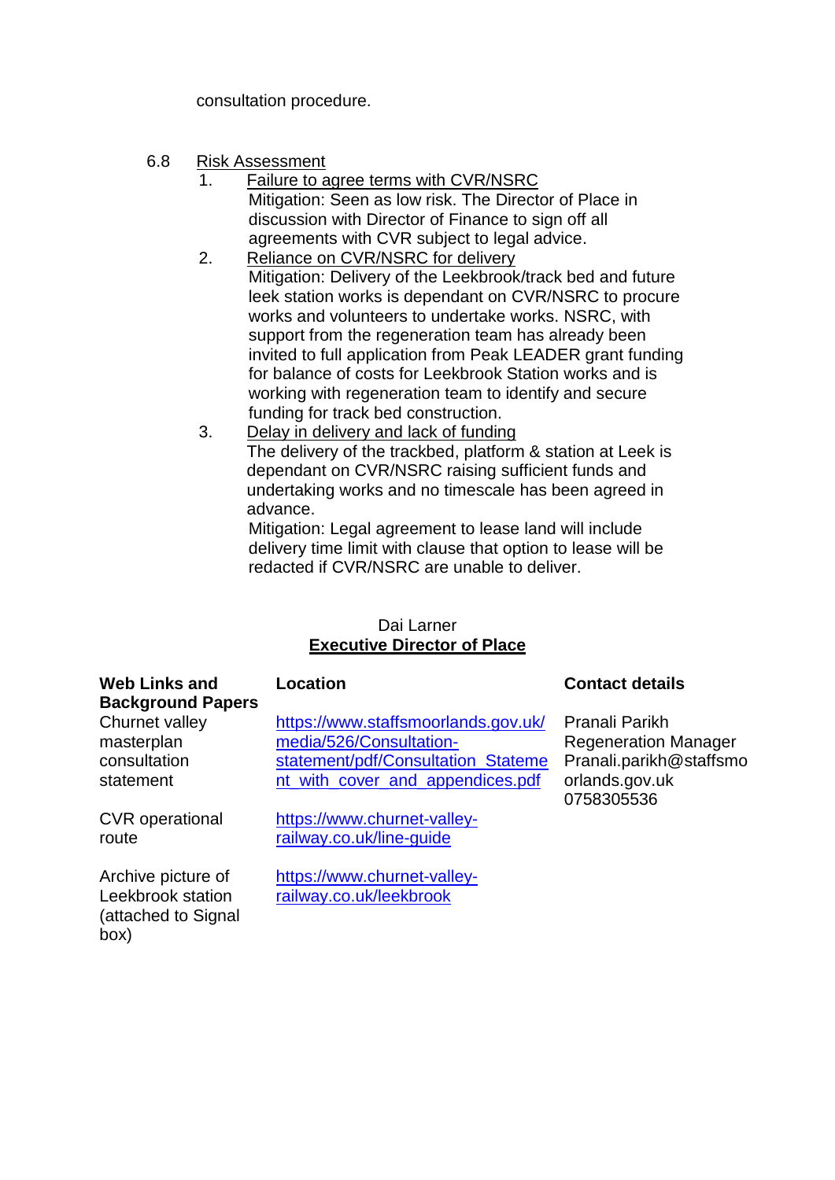consultation procedure.

6.8 Risk Assessment

1. Failure to agree terms with CVR/NSRC
   Mitigation: Seen as low risk. The Director of Place in discussion with Director of Finance to sign off all agreements with CVR subject to legal advice.
2. Reliance on CVR/NSRC for delivery
   Mitigation: Delivery of the Leekbrook/track bed and future leek station works is dependant on CVR/NSRC to procure works and volunteers to undertake works. NSRC, with support from the regeneration team has already been invited to full application from Peak LEADER grant funding for balance of costs for Leekbrook Station works and is working with regeneration team to identify and secure funding for track bed construction.
3. Delay in delivery and lack of funding
   The delivery of the trackbed, platform & station at Leek is dependant on CVR/NSRC raising sufficient funds and undertaking works and no timescale has been agreed in advance.
   Mitigation: Legal agreement to lease land will include delivery time limit with clause that option to lease will be redacted if CVR/NSRC are unable to deliver.

Dai Larner
**Executive Director of Place**

| Web Links and Background Papers | Location | Contact details |
|---|---|---|
| Churnet valley masterplan consultation statement | https://www.staffsmoorlands.gov.uk/media/526/Consultation-statement/pdf/Consultation_Statement_with_cover_and_appendices.pdf | Pranali Parikh Regeneration Manager Pranali.parikh@staffsmoorlands.gov.uk 0758305536 |
| CVR operational route | https://www.churnet-valley-railway.co.uk/line-guide | |
| Archive picture of Leekbrook station (attached to Signal box) | https://www.churnet-valley-railway.co.uk/leekbrook | |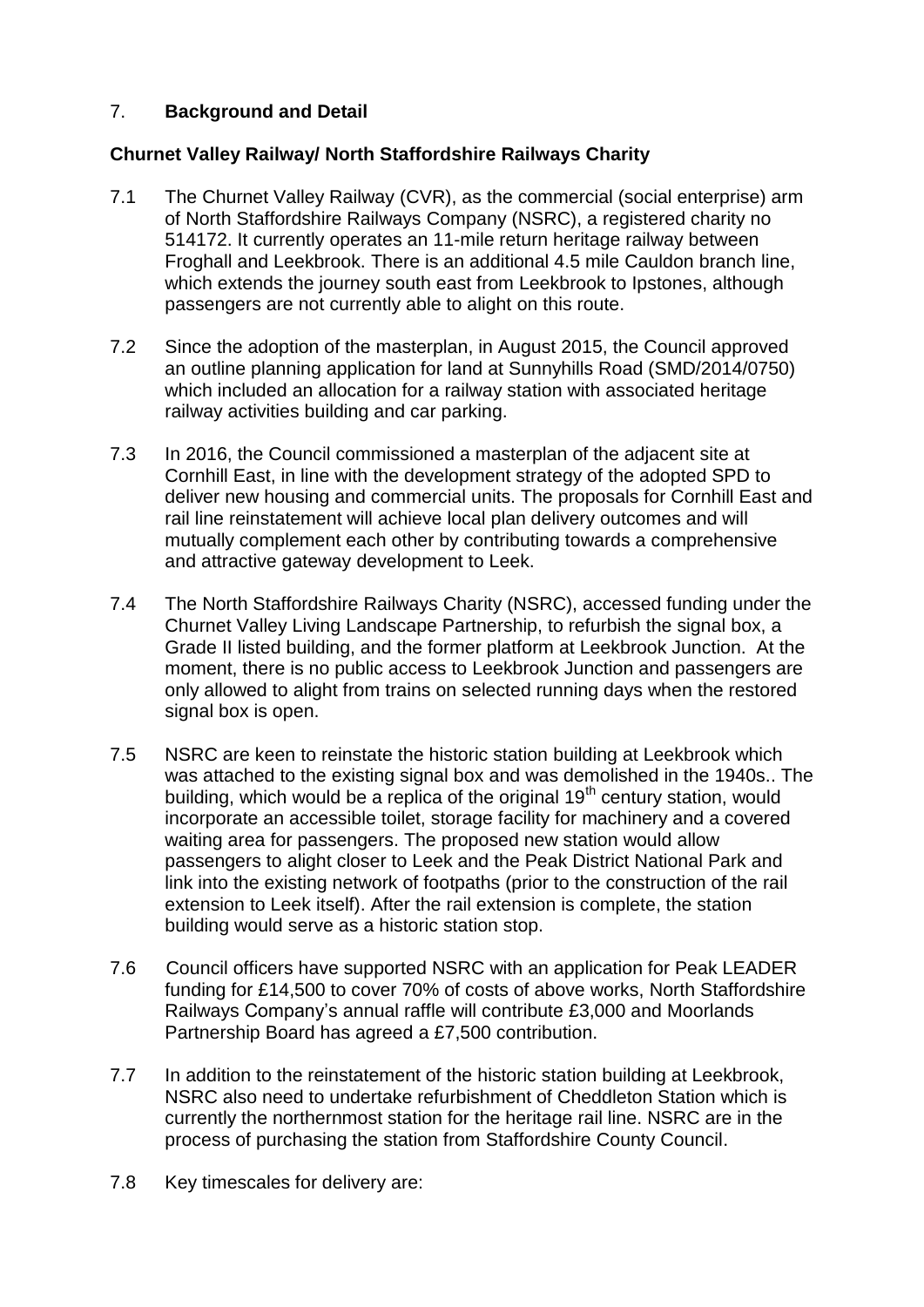## 7. **Background and Detail**

### **Churnet Valley Railway/ North Staffordshire Railways Charity**

7.1 The Churnet Valley Railway (CVR), as the commercial (social enterprise) arm of North Staffordshire Railways Company (NSRC), a registered charity no 514172. It currently operates an 11-mile return heritage railway between Froghall and Leekbrook. There is an additional 4.5 mile Cauldon branch line, which extends the journey south east from Leekbrook to Ipstones, although passengers are not currently able to alight on this route.

7.2 Since the adoption of the masterplan, in August 2015, the Council approved an outline planning application for land at Sunnyhills Road (SMD/2014/0750) which included an allocation for a railway station with associated heritage railway activities building and car parking.

7.3 In 2016, the Council commissioned a masterplan of the adjacent site at Cornhill East, in line with the development strategy of the adopted SPD to deliver new housing and commercial units. The proposals for Cornhill East and rail line reinstatement will achieve local plan delivery outcomes and will mutually complement each other by contributing towards a comprehensive and attractive gateway development to Leek.

7.4 The North Staffordshire Railways Charity (NSRC), accessed funding under the Churnet Valley Living Landscape Partnership, to refurbish the signal box, a Grade II listed building, and the former platform at Leekbrook Junction. At the moment, there is no public access to Leekbrook Junction and passengers are only allowed to alight from trains on selected running days when the restored signal box is open.

7.5 NSRC are keen to reinstate the historic station building at Leekbrook which was attached to the existing signal box and was demolished in the 1940s.. The building, which would be a replica of the original 19th century station, would incorporate an accessible toilet, storage facility for machinery and a covered waiting area for passengers. The proposed new station would allow passengers to alight closer to Leek and the Peak District National Park and link into the existing network of footpaths (prior to the construction of the rail extension to Leek itself). After the rail extension is complete, the station building would serve as a historic station stop.

7.6 Council officers have supported NSRC with an application for Peak LEADER funding for £14,500 to cover 70% of costs of above works, North Staffordshire Railways Company's annual raffle will contribute £3,000 and Moorlands Partnership Board has agreed a £7,500 contribution.

7.7 In addition to the reinstatement of the historic station building at Leekbrook, NSRC also need to undertake refurbishment of Cheddleton Station which is currently the northernmost station for the heritage rail line. NSRC are in the process of purchasing the station from Staffordshire County Council.

7.8 Key timescales for delivery are: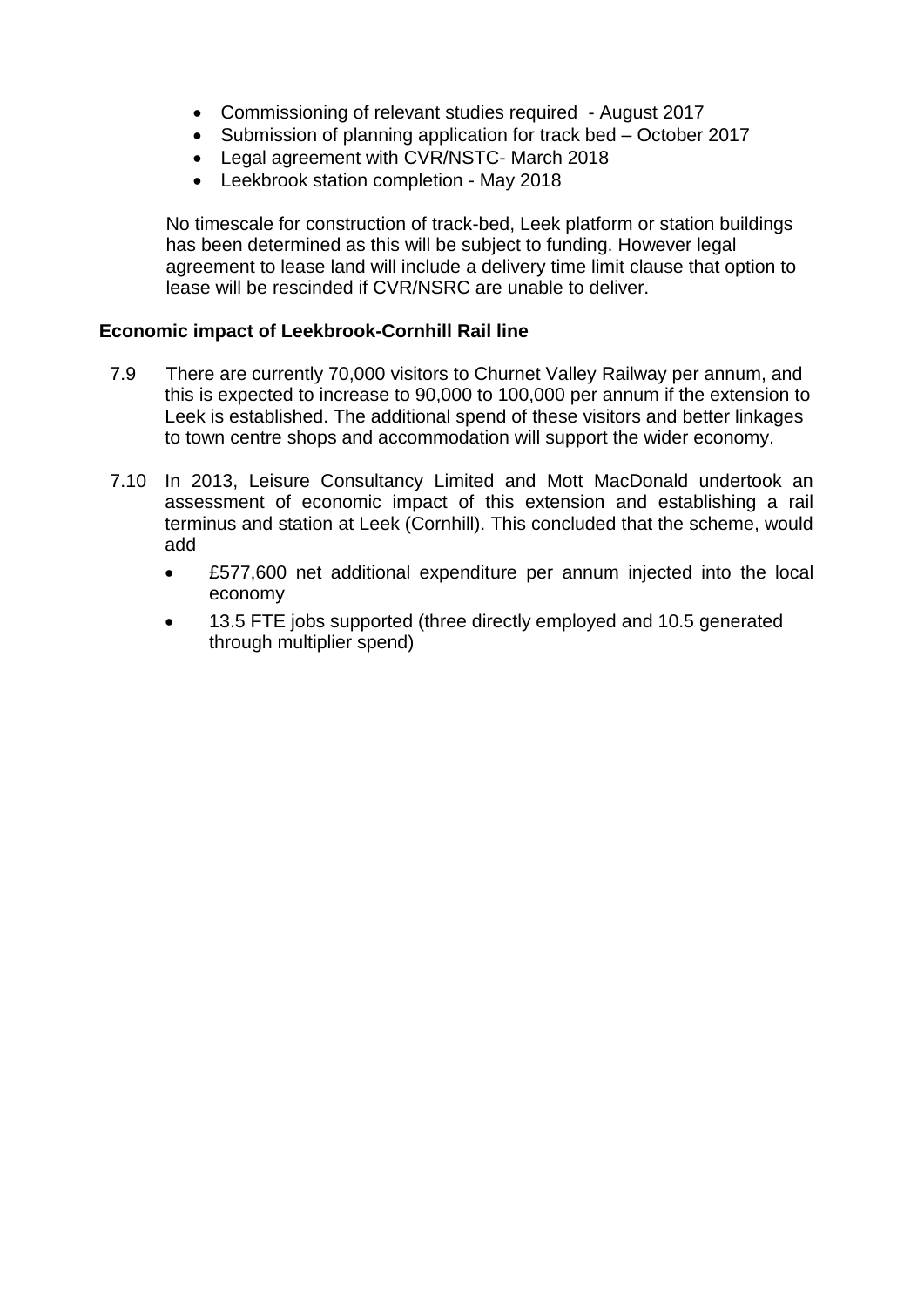- Commissioning of relevant studies required - August 2017
- Submission of planning application for track bed – October 2017
- Legal agreement with CVR/NSTC- March 2018
- Leekbrook station completion - May 2018

No timescale for construction of track-bed, Leek platform or station buildings has been determined as this will be subject to funding. However legal agreement to lease land will include a delivery time limit clause that option to lease will be rescinded if CVR/NSRC are unable to deliver.

**Economic impact of Leekbrook-Cornhill Rail line**

7.9 There are currently 70,000 visitors to Churnet Valley Railway per annum, and this is expected to increase to 90,000 to 100,000 per annum if the extension to Leek is established. The additional spend of these visitors and better linkages to town centre shops and accommodation will support the wider economy.

7.10 In 2013, Leisure Consultancy Limited and Mott MacDonald undertook an assessment of economic impact of this extension and establishing a rail terminus and station at Leek (Cornhill). This concluded that the scheme, would add

- £577,600 net additional expenditure per annum injected into the local economy
- 13.5 FTE jobs supported (three directly employed and 10.5 generated through multiplier spend)